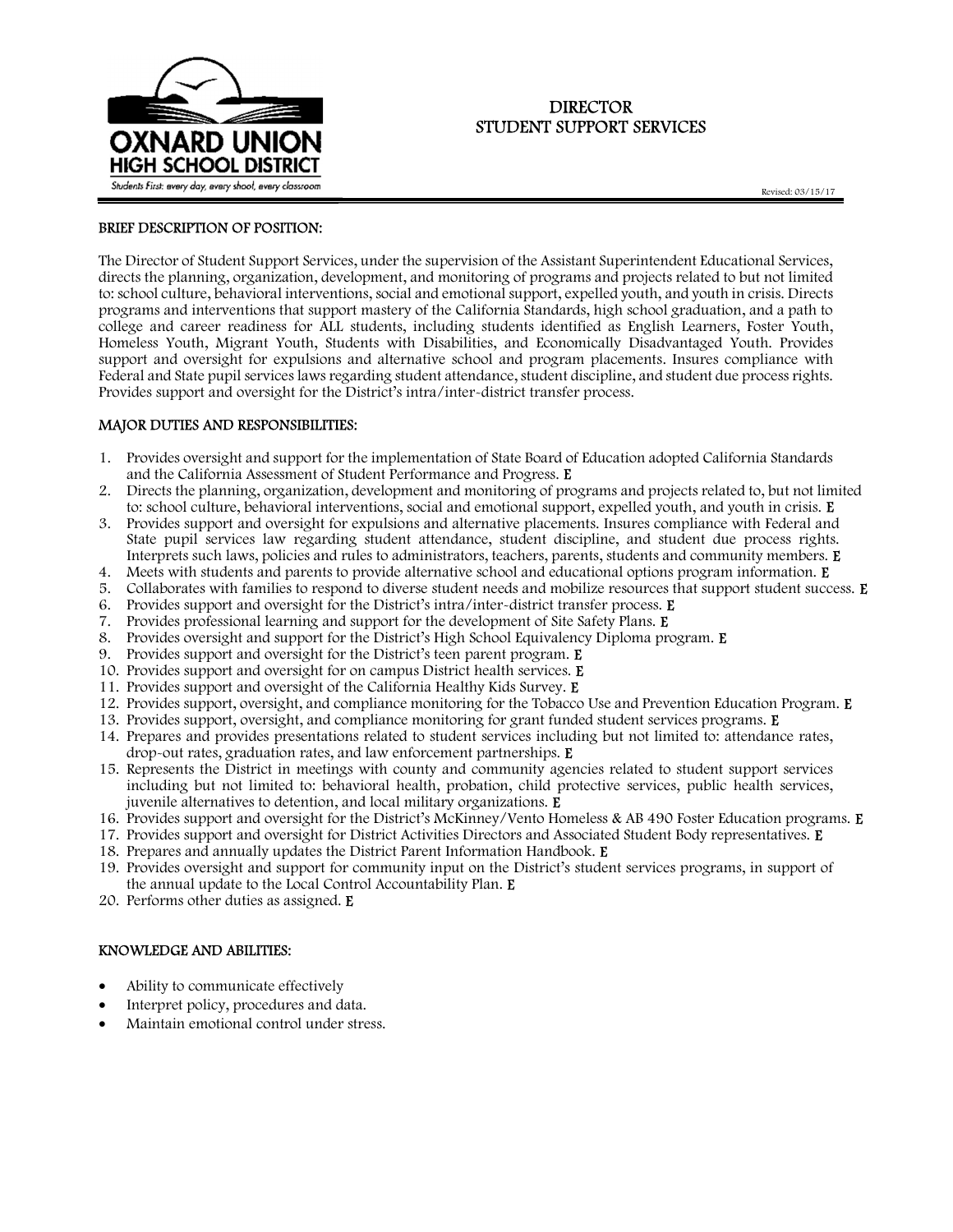OXNARD UNION HIGH SCHOOL DISTRICT

*Students First: every day, every shoot, every classroom*

# DIRECTOR
# STUDENT SUPPORT SERVICES

Revised: 03/15/17

## BRIEF DESCRIPTION OF POSITION:

The Director of Student Support Services, under the supervision of the Assistant Superintendent Educational Services, directs the planning, organization, development, and monitoring of programs and projects related to but not limited to: school culture, behavioral interventions, social and emotional support, expelled youth, and youth in crisis. Directs programs and interventions that support mastery of the California Standards, high school graduation, and a path to college and career readiness for ALL students, including students identified as English Learners, Foster Youth, Homeless Youth, Migrant Youth, Students with Disabilities, and Economically Disadvantaged Youth. Provides support and oversight for expulsions and alternative school and program placements. Insures compliance with Federal and State pupil services laws regarding student attendance, student discipline, and student due process rights. Provides support and oversight for the District's intra/inter-district transfer process.

## MAJOR DUTIES AND RESPONSIBILITIES:

1. Provides oversight and support for the implementation of State Board of Education adopted California Standards and the California Assessment of Student Performance and Progress. E
2. Directs the planning, organization, development and monitoring of programs and projects related to, but not limited to: school culture, behavioral interventions, social and emotional support, expelled youth, and youth in crisis. E
3. Provides support and oversight for expulsions and alternative placements. Insures compliance with Federal and State pupil services law regarding student attendance, student discipline, and student due process rights. Interprets such laws, policies and rules to administrators, teachers, parents, students and community members. E
4. Meets with students and parents to provide alternative school and educational options program information. E
5. Collaborates with families to respond to diverse student needs and mobilize resources that support student success. E
6. Provides support and oversight for the District's intra/inter-district transfer process. E
7. Provides professional learning and support for the development of Site Safety Plans. E
8. Provides oversight and support for the District's High School Equivalency Diploma program. E
9. Provides support and oversight for the District's teen parent program. E
10. Provides support and oversight for on campus District health services. E
11. Provides support and oversight of the California Healthy Kids Survey. E
12. Provides support, oversight, and compliance monitoring for the Tobacco Use and Prevention Education Program. E
13. Provides support, oversight, and compliance monitoring for grant funded student services programs. E
14. Prepares and provides presentations related to student services including but not limited to: attendance rates, drop-out rates, graduation rates, and law enforcement partnerships. E
15. Represents the District in meetings with county and community agencies related to student support services including but not limited to: behavioral health, probation, child protective services, public health services, juvenile alternatives to detention, and local military organizations. E
16. Provides support and oversight for the District's McKinney/Vento Homeless & AB 490 Foster Education programs. E
17. Provides support and oversight for District Activities Directors and Associated Student Body representatives. E
18. Prepares and annually updates the District Parent Information Handbook. E
19. Provides oversight and support for community input on the District's student services programs, in support of the annual update to the Local Control Accountability Plan. E
20. Performs other duties as assigned. E

## KNOWLEDGE AND ABILITIES:

- Ability to communicate effectively
- Interpret policy, procedures and data.
- Maintain emotional control under stress.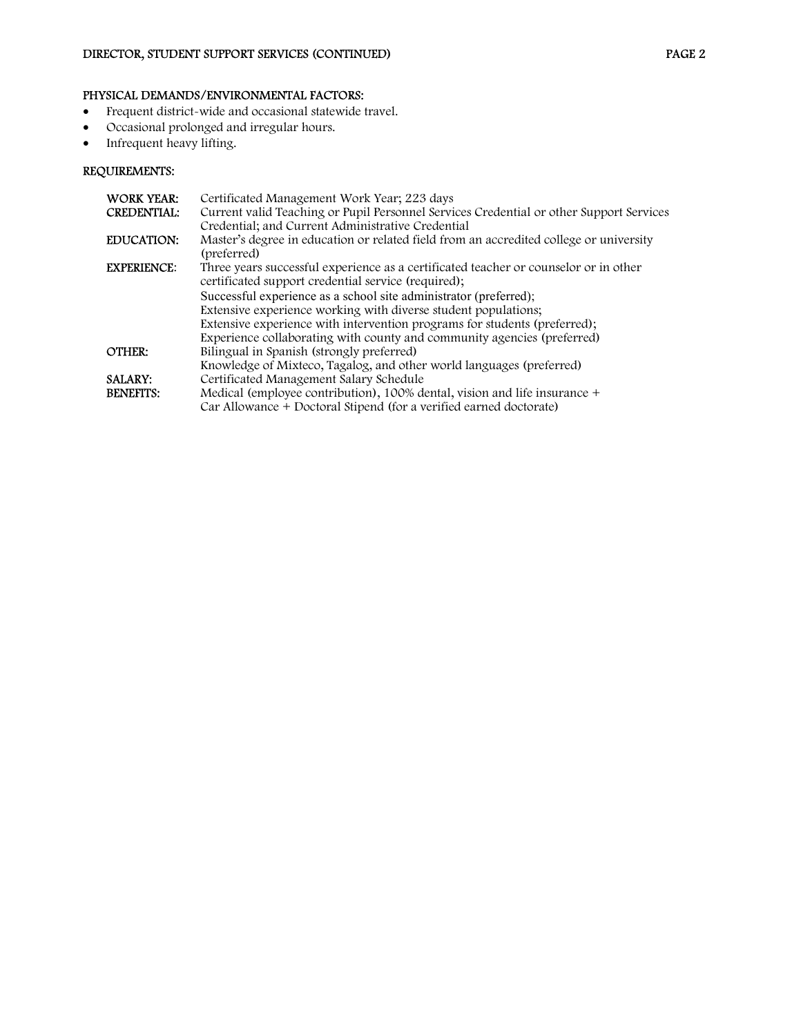## PHYSICAL DEMANDS/ENVIRONMENTAL FACTORS:

- Frequent district-wide and occasional statewide travel.
- Occasional prolonged and irregular hours.
- Infrequent heavy lifting.

## REQUIREMENTS:

| | |
|---|---|
| **WORK YEAR:** | Certificated Management Work Year; 223 days |
| **CREDENTIAL:** | Current valid Teaching or Pupil Personnel Services Credential or other Support Services Credential; and Current Administrative Credential |
| **EDUCATION:** | Master's degree in education or related field from an accredited college or university (preferred) |
| **EXPERIENCE:** | Three years successful experience as a certificated teacher or counselor or in other certificated support credential service (required); Successful experience as a school site administrator (preferred); Extensive experience working with diverse student populations; Extensive experience with intervention programs for students (preferred); Experience collaborating with county and community agencies (preferred) |
| **OTHER:** | Bilingual in Spanish (strongly preferred) Knowledge of Mixteco, Tagalog, and other world languages (preferred) |
| **SALARY:** | Certificated Management Salary Schedule |
| **BENEFITS:** | Medical (employee contribution), 100% dental, vision and life insurance + Car Allowance + Doctoral Stipend (for a verified earned doctorate) |